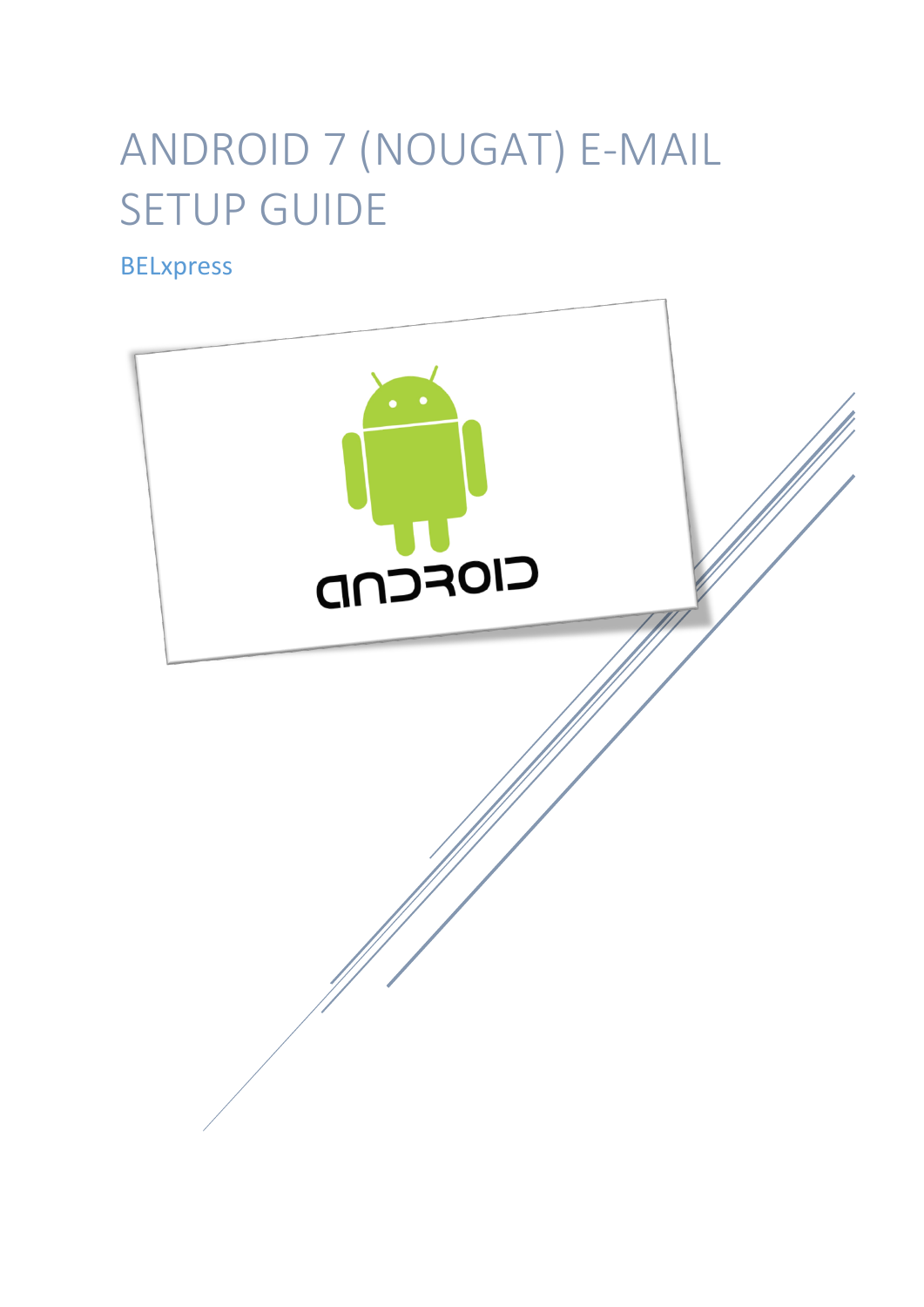# ANDROID 7 (NOUGAT) E-MAIL SETUP GUIDE

BELxpress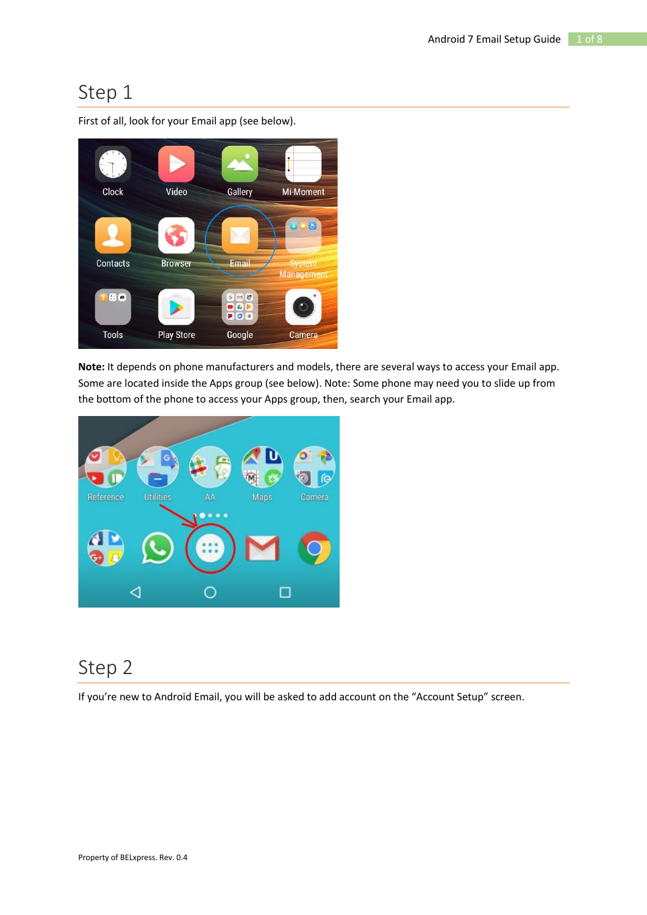## Step 1

First of all, look for your Email app (see below).

**Note:** It depends on phone manufacturers and models, there are several ways to access your Email app. Some are located inside the Apps group (see below). Note: Some phone may need you to slide up from the bottom of the phone to access your Apps group, then, search your Email app.

## Step 2

If you're new to Android Email, you will be asked to add account on the "Account Setup" screen.

Property of BELxpress. Rev. 0.4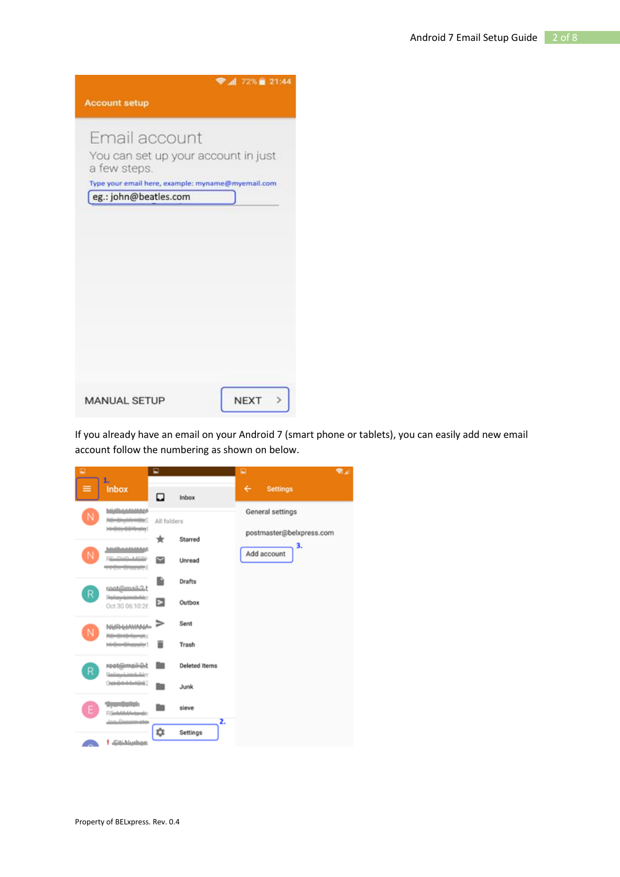If you already have an email on your Android 7 (smart phone or tablets), you can easily add new email account follow the numbering as shown on below.

Property of BELxpress. Rev. 0.4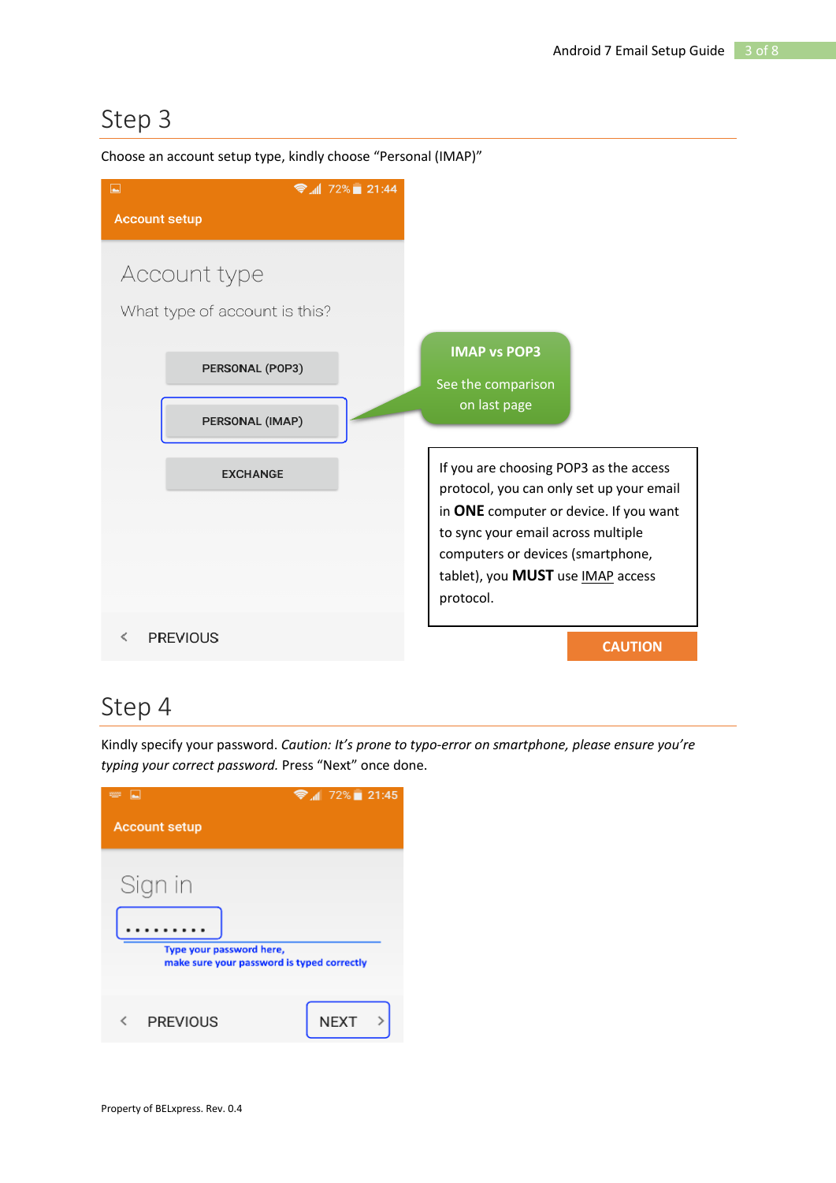## Step 3

Choose an account setup type, kindly choose "Personal (IMAP)"

Account setup

Account type

What type of account is this?

PERSONAL (POP3)

PERSONAL (IMAP)

EXCHANGE

< PREVIOUS

**IMAP vs POP3**

See the comparison on last page

If you are choosing POP3 as the access protocol, you can only set up your email in **ONE** computer or device. If you want to sync your email across multiple computers or devices (smartphone, tablet), you **MUST** use IMAP access protocol.

**CAUTION**

## Step 4

Kindly specify your password. *Caution: It's prone to typo-error on smartphone, please ensure you're typing your correct password.* Press "Next" once done.

Account setup

Sign in

•••••••••

Type your password here, make sure your password is typed correctly

< PREVIOUS NEXT >

Property of BELxpress. Rev. 0.4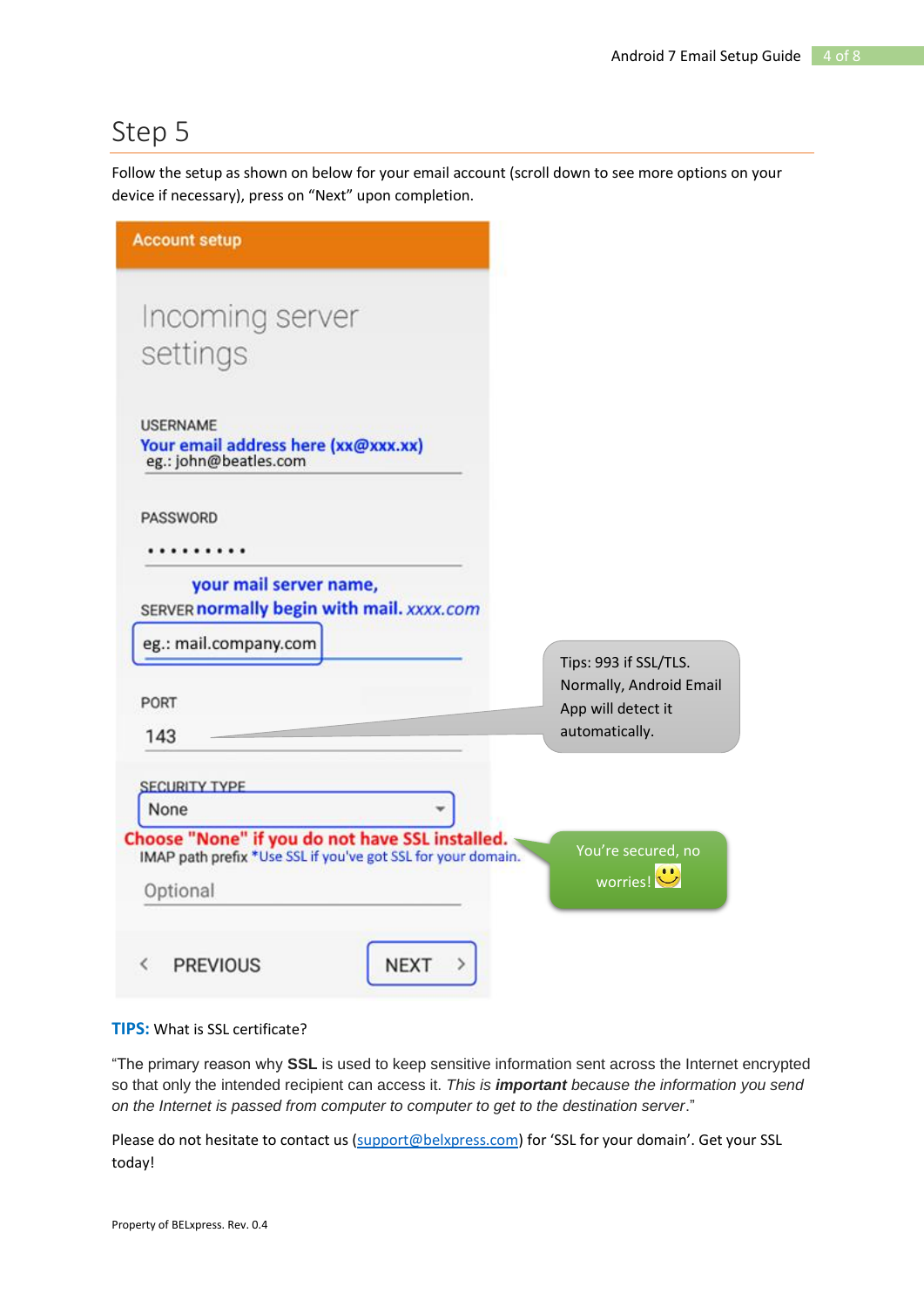# Step 5

Follow the setup as shown on below for your email account (scroll down to see more options on your device if necessary), press on "Next" upon completion.

**Account setup**

Incoming server settings

USERNAME
**Your email address here (xx@xxx.xx)**
eg.: john@beatles.com

PASSWORD
••••••••••

SERVER **your mail server name, normally begin with mail.** *xxxx.com*
eg.: mail.company.com

PORT
143

Tips: 993 if SSL/TLS. Normally, Android Email App will detect it automatically.

SECURITY TYPE
None

**Choose "None" if you do not have SSL installed.**

IMAP path prefix *Use SSL if you've got SSL for your domain.

Optional

You're secured, no worries!

< PREVIOUS    NEXT >

**TIPS:** What is SSL certificate?

"The primary reason why **SSL** is used to keep sensitive information sent across the Internet encrypted so that only the intended recipient can access it. *This is **important** because the information you send on the Internet is passed from computer to computer to get to the destination server*."

Please do not hesitate to contact us (support@belxpress.com) for 'SSL for your domain'. Get your SSL today!

Property of BELxpress. Rev. 0.4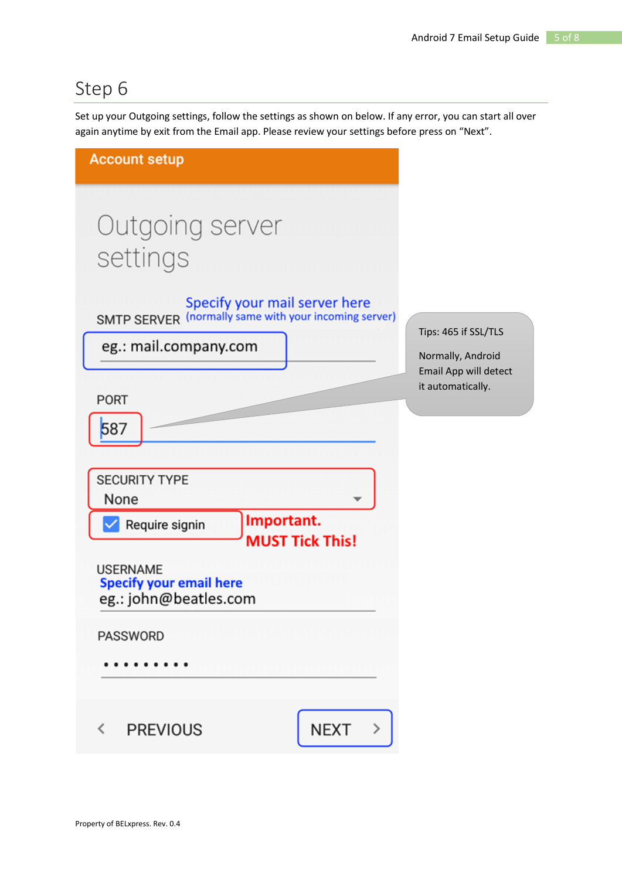## Step 6

Set up your Outgoing settings, follow the settings as shown on below. If any error, you can start all over again anytime by exit from the Email app. Please review your settings before press on "Next".

Account setup

Outgoing server settings

SMTP SERVER

Specify your mail server here (normally same with your incoming server)

eg.: mail.company.com

PORT

587

Tips: 465 if SSL/TLS

Normally, Android Email App will detect it automatically.

SECURITY TYPE

None

Require signin

**Important. MUST Tick This!**

USERNAME

Specify your email here

eg.: john@beatles.com

PASSWORD

•••••••••

< PREVIOUS

NEXT >

Property of BELxpress. Rev. 0.4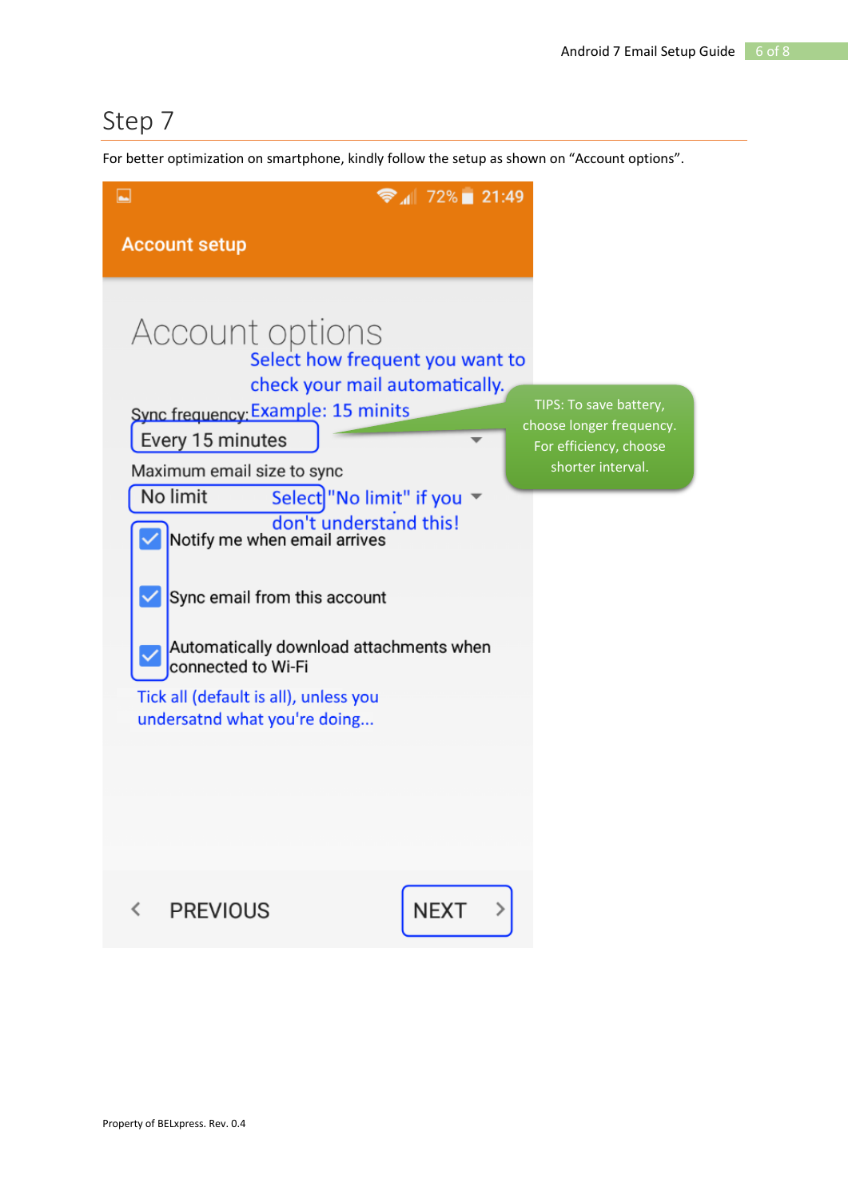## Step 7

For better optimization on smartphone, kindly follow the setup as shown on "Account options".

Account setup

Account options

Select how frequent you want to check your mail automatically.

Sync frequency: Example: 15 minits

Every 15 minutes

TIPS: To save battery, choose longer frequency. For efficiency, choose shorter interval.

Maximum email size to sync

No limit

Select "No limit" if you don't understand this!

Notify me when email arrives

Sync email from this account

Automatically download attachments when connected to Wi-Fi

Tick all (default is all), unless you undersatnd what you're doing...

< PREVIOUS

NEXT >

Property of BELxpress. Rev. 0.4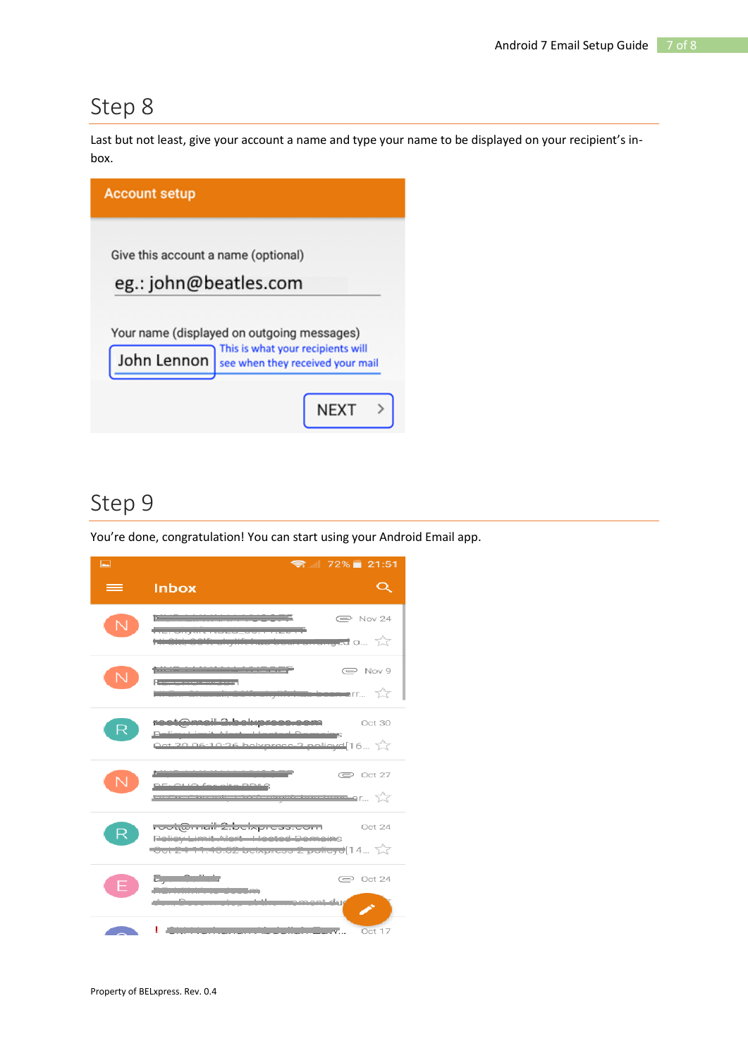## Step 8

Last but not least, give your account a name and type your name to be displayed on your recipient's in-box.

Account setup

Give this account a name (optional)

eg.: john@beatles.com

Your name (displayed on outgoing messages)

John Lennon

This is what your recipients will see when they received your mail

NEXT

## Step 9

You're done, congratulation! You can start using your Android Email app.

Property of BELxpress. Rev. 0.4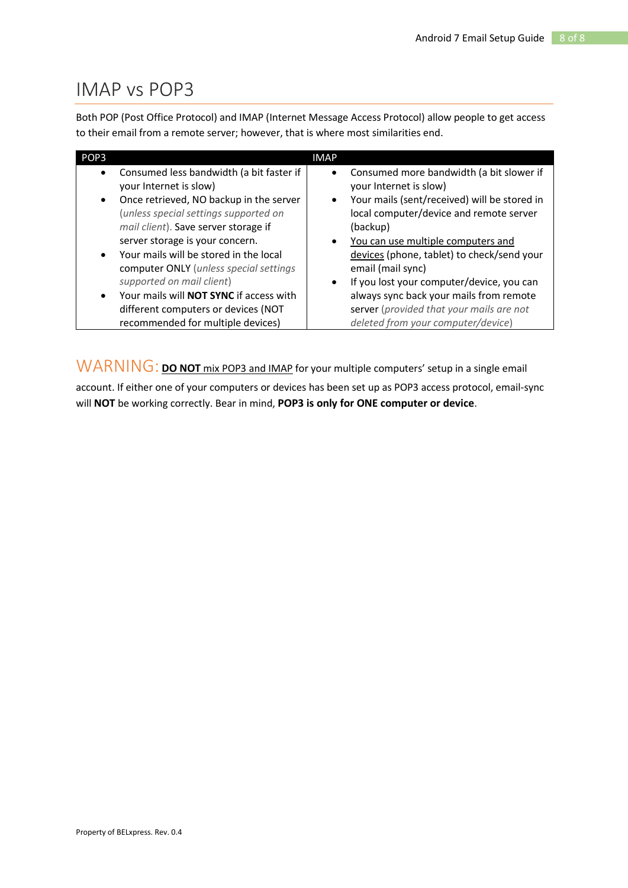# IMAP vs POP3

Both POP (Post Office Protocol) and IMAP (Internet Message Access Protocol) allow people to get access to their email from a remote server; however, that is where most similarities end.

| POP3 | IMAP |
|---|---|
| • Consumed less bandwidth (a bit faster if your Internet is slow)<br>• Once retrieved, NO backup in the server (*unless special settings supported on mail client*). Save server storage if server storage is your concern.<br>• Your mails will be stored in the local computer ONLY (*unless special settings supported on mail client*)<br>• Your mails will **NOT SYNC** if access with different computers or devices (NOT recommended for multiple devices) | • Consumed more bandwidth (a bit slower if your Internet is slow)<br>• Your mails (sent/received) will be stored in local computer/device and remote server (backup)<br>• <u>You can use multiple computers and devices</u> (phone, tablet) to check/send your email (mail sync)<br>• If you lost your computer/device, you can always sync back your mails from remote server (*provided that your mails are not deleted from your computer/device*) |

WARNING: <u>**DO NOT** mix POP3 and IMAP</u> for your multiple computers' setup in a single email account. If either one of your computers or devices has been set up as POP3 access protocol, email-sync will **NOT** be working correctly. Bear in mind, **POP3 is only for ONE computer or device**.

Property of BELxpress. Rev. 0.4